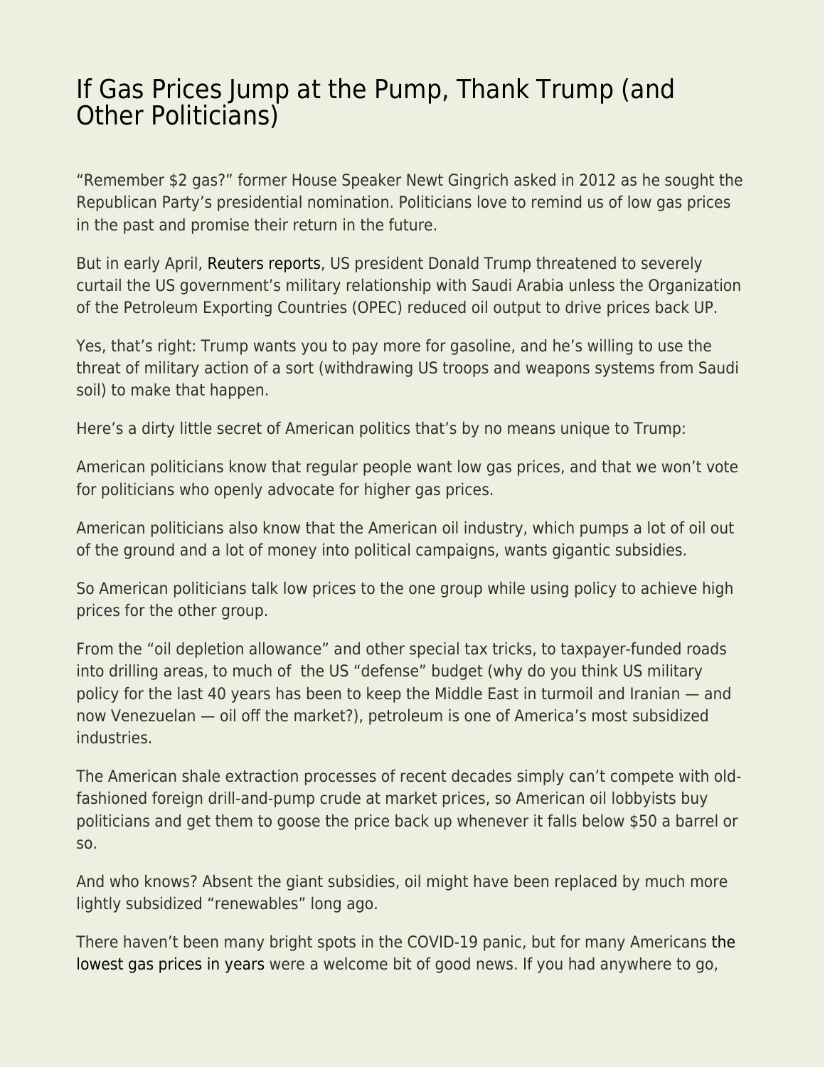# If Gas Prices Jump at the Pump, Thank Trump (and Other Politicians)

"Remember $2 gas?" former House Speaker Newt Gingrich asked in 2012 as he sought the Republican Party's presidential nomination. Politicians love to remind us of low gas prices in the past and promise their return in the future.

But in early April, Reuters reports, US president Donald Trump threatened to severely curtail the US government's military relationship with Saudi Arabia unless the Organization of the Petroleum Exporting Countries (OPEC) reduced oil output to drive prices back UP.

Yes, that's right: Trump wants you to pay more for gasoline, and he's willing to use the threat of military action of a sort (withdrawing US troops and weapons systems from Saudi soil) to make that happen.

Here's a dirty little secret of American politics that's by no means unique to Trump:

American politicians know that regular people want low gas prices, and that we won't vote for politicians who openly advocate for higher gas prices.

American politicians also know that the American oil industry, which pumps a lot of oil out of the ground and a lot of money into political campaigns, wants gigantic subsidies.

So American politicians talk low prices to the one group while using policy to achieve high prices for the other group.

From the "oil depletion allowance" and other special tax tricks, to taxpayer-funded roads into drilling areas, to much of the US "defense" budget (why do you think US military policy for the last 40 years has been to keep the Middle East in turmoil and Iranian — and now Venezuelan — oil off the market?), petroleum is one of America's most subsidized industries.

The American shale extraction processes of recent decades simply can't compete with old-fashioned foreign drill-and-pump crude at market prices, so American oil lobbyists buy politicians and get them to goose the price back up whenever it falls below $50 a barrel or so.

And who knows? Absent the giant subsidies, oil might have been replaced by much more lightly subsidized "renewables" long ago.

There haven't been many bright spots in the COVID-19 panic, but for many Americans the lowest gas prices in years were a welcome bit of good news. If you had anywhere to go,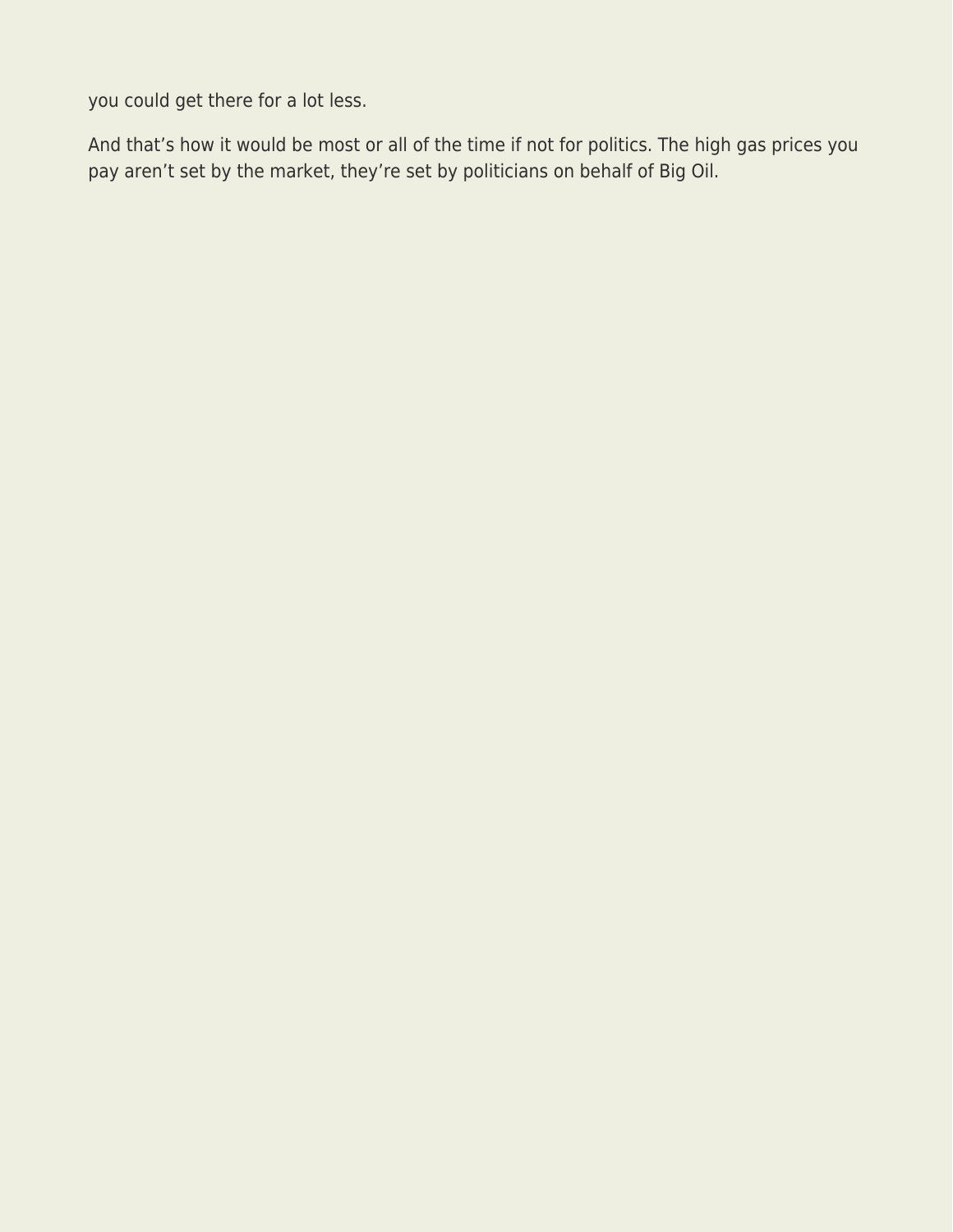you could get there for a lot less.

And that’s how it would be most or all of the time if not for politics. The high gas prices you pay aren’t set by the market, they’re set by politicians on behalf of Big Oil.